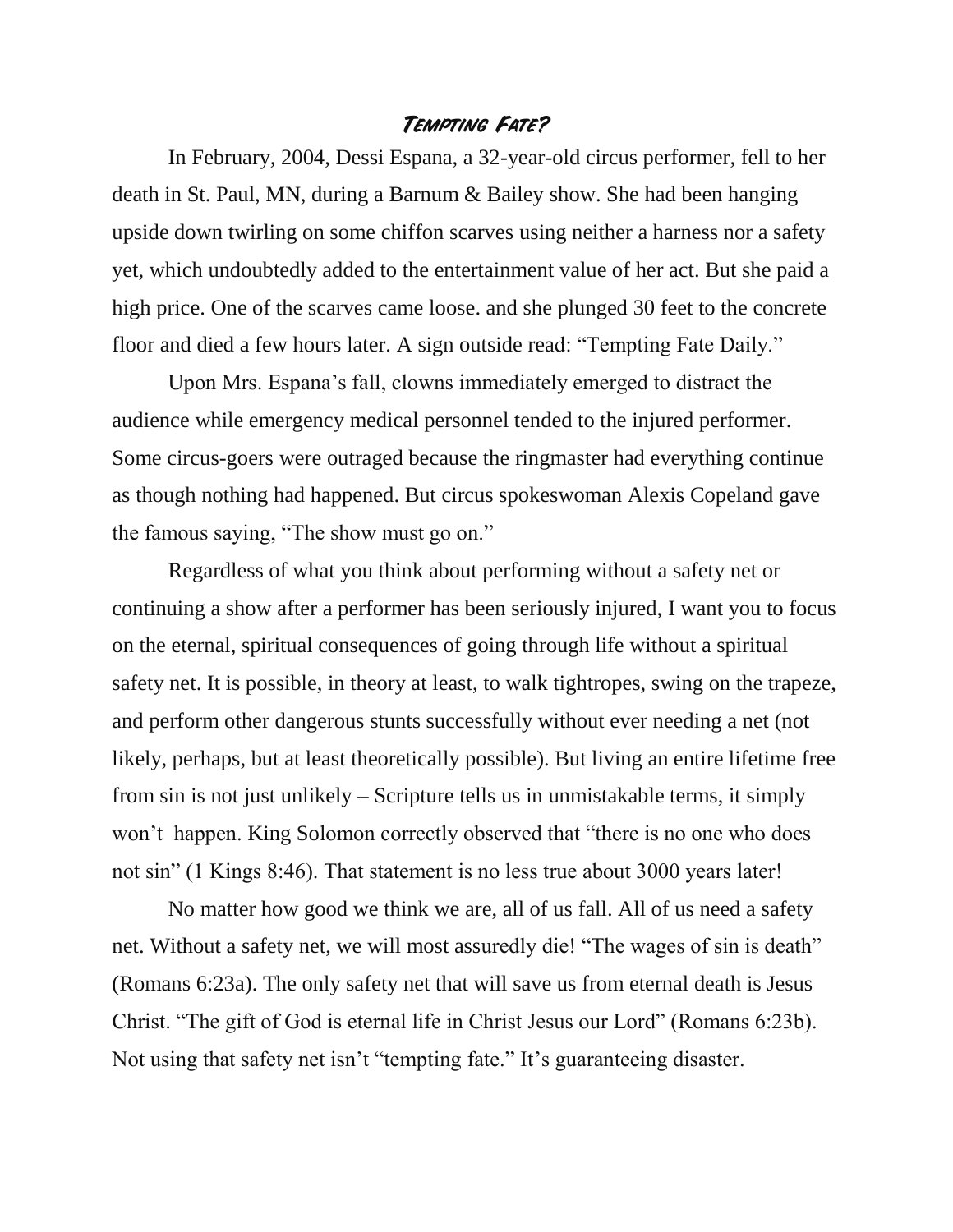# *Tempting Fate?*

In February, 2004, Dessi Espana, a 32-year-old circus performer, fell to her death in St. Paul, MN, during a Barnum & Bailey show. She had been hanging upside down twirling on some chiffon scarves using neither a harness nor a safety yet, which undoubtedly added to the entertainment value of her act. But she paid a high price. One of the scarves came loose. and she plunged 30 feet to the concrete floor and died a few hours later. A sign outside read: "Tempting Fate Daily."

Upon Mrs. Espana's fall, clowns immediately emerged to distract the audience while emergency medical personnel tended to the injured performer. Some circus-goers were outraged because the ringmaster had everything continue as though nothing had happened. But circus spokeswoman Alexis Copeland gave the famous saying, "The show must go on."

Regardless of what you think about performing without a safety net or continuing a show after a performer has been seriously injured, I want you to focus on the eternal, spiritual consequences of going through life without a spiritual safety net. It is possible, in theory at least, to walk tightropes, swing on the trapeze, and perform other dangerous stunts successfully without ever needing a net (not likely, perhaps, but at least theoretically possible). But living an entire lifetime free from sin is not just unlikely – Scripture tells us in unmistakable terms, it simply won't happen. King Solomon correctly observed that "there is no one who does not sin" (1 Kings 8:46). That statement is no less true about 3000 years later!

No matter how good we think we are, all of us fall. All of us need a safety net. Without a safety net, we will most assuredly die! "The wages of sin is death" (Romans 6:23a). The only safety net that will save us from eternal death is Jesus Christ. "The gift of God is eternal life in Christ Jesus our Lord" (Romans 6:23b). Not using that safety net isn't "tempting fate." It's guaranteeing disaster.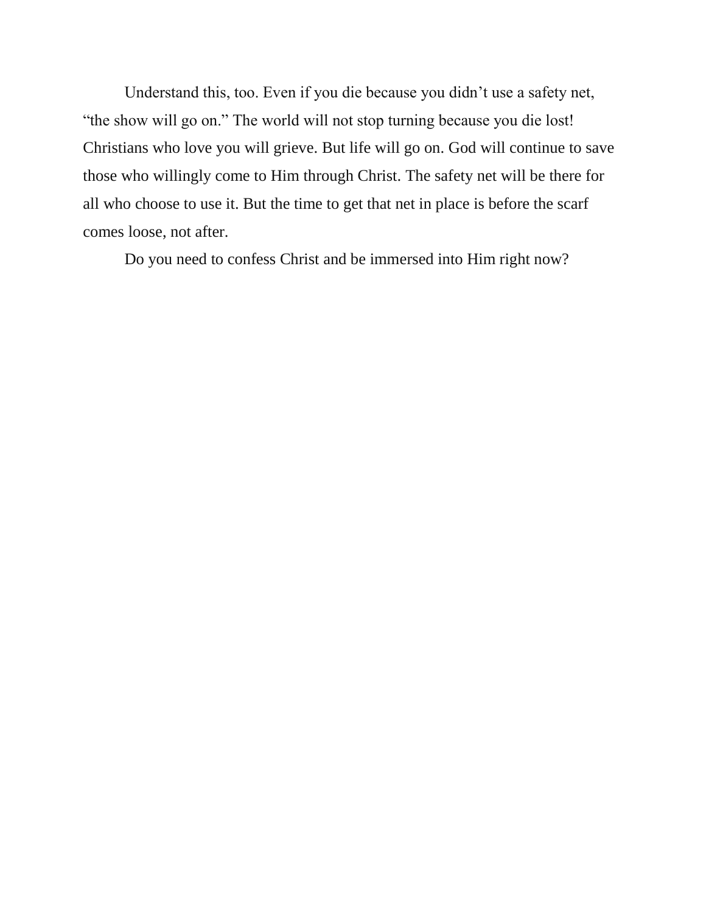Understand this, too. Even if you die because you didn’t use a safety net, “the show will go on.” The world will not stop turning because you die lost! Christians who love you will grieve. But life will go on. God will continue to save those who willingly come to Him through Christ. The safety net will be there for all who choose to use it. But the time to get that net in place is before the scarf comes loose, not after.

Do you need to confess Christ and be immersed into Him right now?